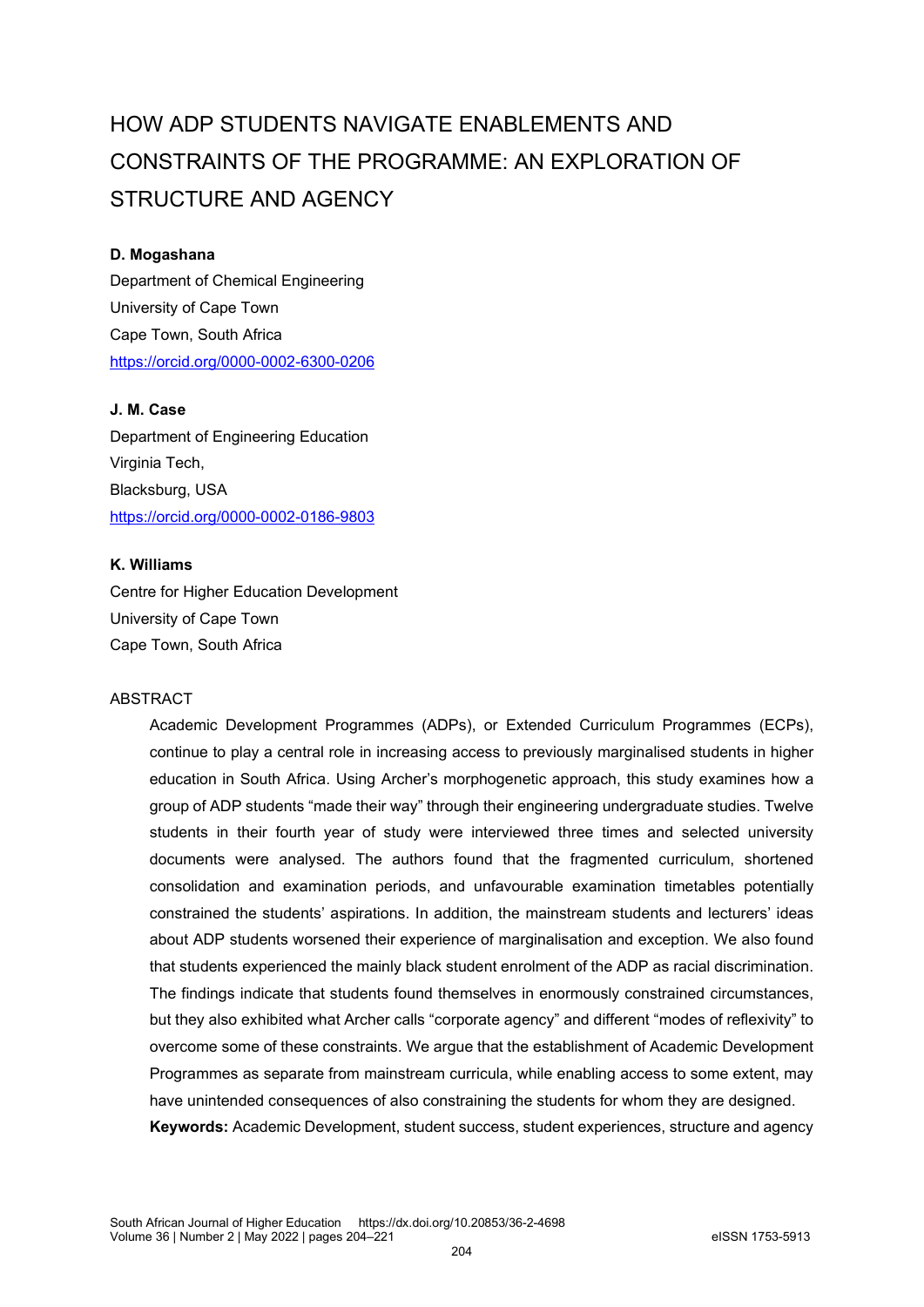# HOW ADP STUDENTS NAVIGATE ENABLEMENTS AND CONSTRAINTS OF THE PROGRAMME: AN EXPLORATION OF STRUCTURE AND AGENCY

**D. Mogashana**
Department of Chemical Engineering
University of Cape Town
Cape Town, South Africa
https://orcid.org/0000-0002-6300-0206

**J. M. Case**
Department of Engineering Education
Virginia Tech,
Blacksburg, USA
https://orcid.org/0000-0002-0186-9803

**K. Williams**
Centre for Higher Education Development
University of Cape Town
Cape Town, South Africa

## ABSTRACT

Academic Development Programmes (ADPs), or Extended Curriculum Programmes (ECPs), continue to play a central role in increasing access to previously marginalised students in higher education in South Africa. Using Archer's morphogenetic approach, this study examines how a group of ADP students "made their way" through their engineering undergraduate studies. Twelve students in their fourth year of study were interviewed three times and selected university documents were analysed. The authors found that the fragmented curriculum, shortened consolidation and examination periods, and unfavourable examination timetables potentially constrained the students' aspirations. In addition, the mainstream students and lecturers' ideas about ADP students worsened their experience of marginalisation and exception. We also found that students experienced the mainly black student enrolment of the ADP as racial discrimination. The findings indicate that students found themselves in enormously constrained circumstances, but they also exhibited what Archer calls "corporate agency" and different "modes of reflexivity" to overcome some of these constraints. We argue that the establishment of Academic Development Programmes as separate from mainstream curricula, while enabling access to some extent, may have unintended consequences of also constraining the students for whom they are designed.

**Keywords:** Academic Development, student success, student experiences, structure and agency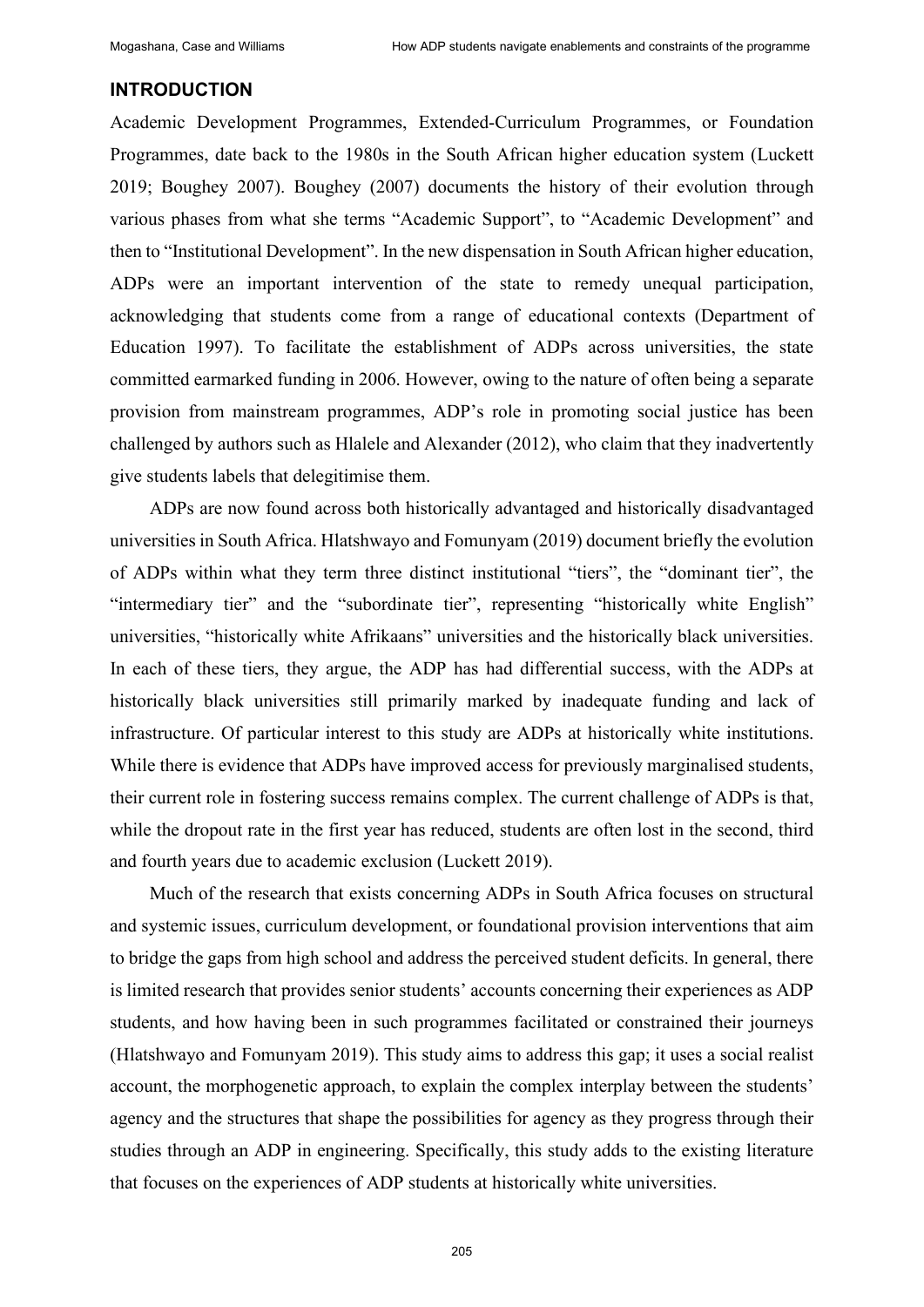## INTRODUCTION

Academic Development Programmes, Extended-Curriculum Programmes, or Foundation Programmes, date back to the 1980s in the South African higher education system (Luckett 2019; Boughey 2007). Boughey (2007) documents the history of their evolution through various phases from what she terms "Academic Support", to "Academic Development" and then to "Institutional Development". In the new dispensation in South African higher education, ADPs were an important intervention of the state to remedy unequal participation, acknowledging that students come from a range of educational contexts (Department of Education 1997). To facilitate the establishment of ADPs across universities, the state committed earmarked funding in 2006. However, owing to the nature of often being a separate provision from mainstream programmes, ADP's role in promoting social justice has been challenged by authors such as Hlalele and Alexander (2012), who claim that they inadvertently give students labels that delegitimise them.

ADPs are now found across both historically advantaged and historically disadvantaged universities in South Africa. Hlatshwayo and Fomunyam (2019) document briefly the evolution of ADPs within what they term three distinct institutional "tiers", the "dominant tier", the "intermediary tier" and the "subordinate tier", representing "historically white English" universities, "historically white Afrikaans" universities and the historically black universities. In each of these tiers, they argue, the ADP has had differential success, with the ADPs at historically black universities still primarily marked by inadequate funding and lack of infrastructure. Of particular interest to this study are ADPs at historically white institutions. While there is evidence that ADPs have improved access for previously marginalised students, their current role in fostering success remains complex. The current challenge of ADPs is that, while the dropout rate in the first year has reduced, students are often lost in the second, third and fourth years due to academic exclusion (Luckett 2019).

Much of the research that exists concerning ADPs in South Africa focuses on structural and systemic issues, curriculum development, or foundational provision interventions that aim to bridge the gaps from high school and address the perceived student deficits. In general, there is limited research that provides senior students' accounts concerning their experiences as ADP students, and how having been in such programmes facilitated or constrained their journeys (Hlatshwayo and Fomunyam 2019). This study aims to address this gap; it uses a social realist account, the morphogenetic approach, to explain the complex interplay between the students' agency and the structures that shape the possibilities for agency as they progress through their studies through an ADP in engineering. Specifically, this study adds to the existing literature that focuses on the experiences of ADP students at historically white universities.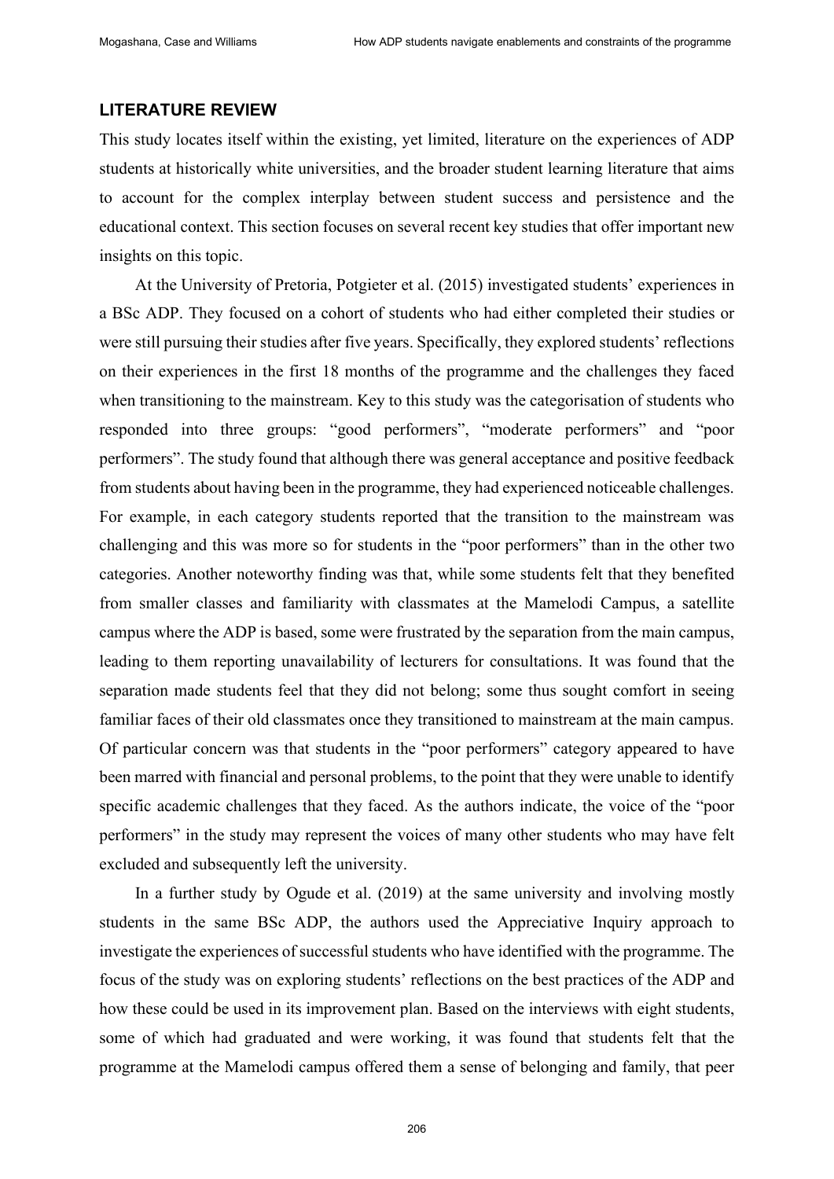## LITERATURE REVIEW

This study locates itself within the existing, yet limited, literature on the experiences of ADP students at historically white universities, and the broader student learning literature that aims to account for the complex interplay between student success and persistence and the educational context. This section focuses on several recent key studies that offer important new insights on this topic.

At the University of Pretoria, Potgieter et al. (2015) investigated students' experiences in a BSc ADP. They focused on a cohort of students who had either completed their studies or were still pursuing their studies after five years. Specifically, they explored students' reflections on their experiences in the first 18 months of the programme and the challenges they faced when transitioning to the mainstream. Key to this study was the categorisation of students who responded into three groups: "good performers", "moderate performers" and "poor performers". The study found that although there was general acceptance and positive feedback from students about having been in the programme, they had experienced noticeable challenges. For example, in each category students reported that the transition to the mainstream was challenging and this was more so for students in the "poor performers" than in the other two categories. Another noteworthy finding was that, while some students felt that they benefited from smaller classes and familiarity with classmates at the Mamelodi Campus, a satellite campus where the ADP is based, some were frustrated by the separation from the main campus, leading to them reporting unavailability of lecturers for consultations. It was found that the separation made students feel that they did not belong; some thus sought comfort in seeing familiar faces of their old classmates once they transitioned to mainstream at the main campus. Of particular concern was that students in the "poor performers" category appeared to have been marred with financial and personal problems, to the point that they were unable to identify specific academic challenges that they faced. As the authors indicate, the voice of the "poor performers" in the study may represent the voices of many other students who may have felt excluded and subsequently left the university.

In a further study by Ogude et al. (2019) at the same university and involving mostly students in the same BSc ADP, the authors used the Appreciative Inquiry approach to investigate the experiences of successful students who have identified with the programme. The focus of the study was on exploring students' reflections on the best practices of the ADP and how these could be used in its improvement plan. Based on the interviews with eight students, some of which had graduated and were working, it was found that students felt that the programme at the Mamelodi campus offered them a sense of belonging and family, that peer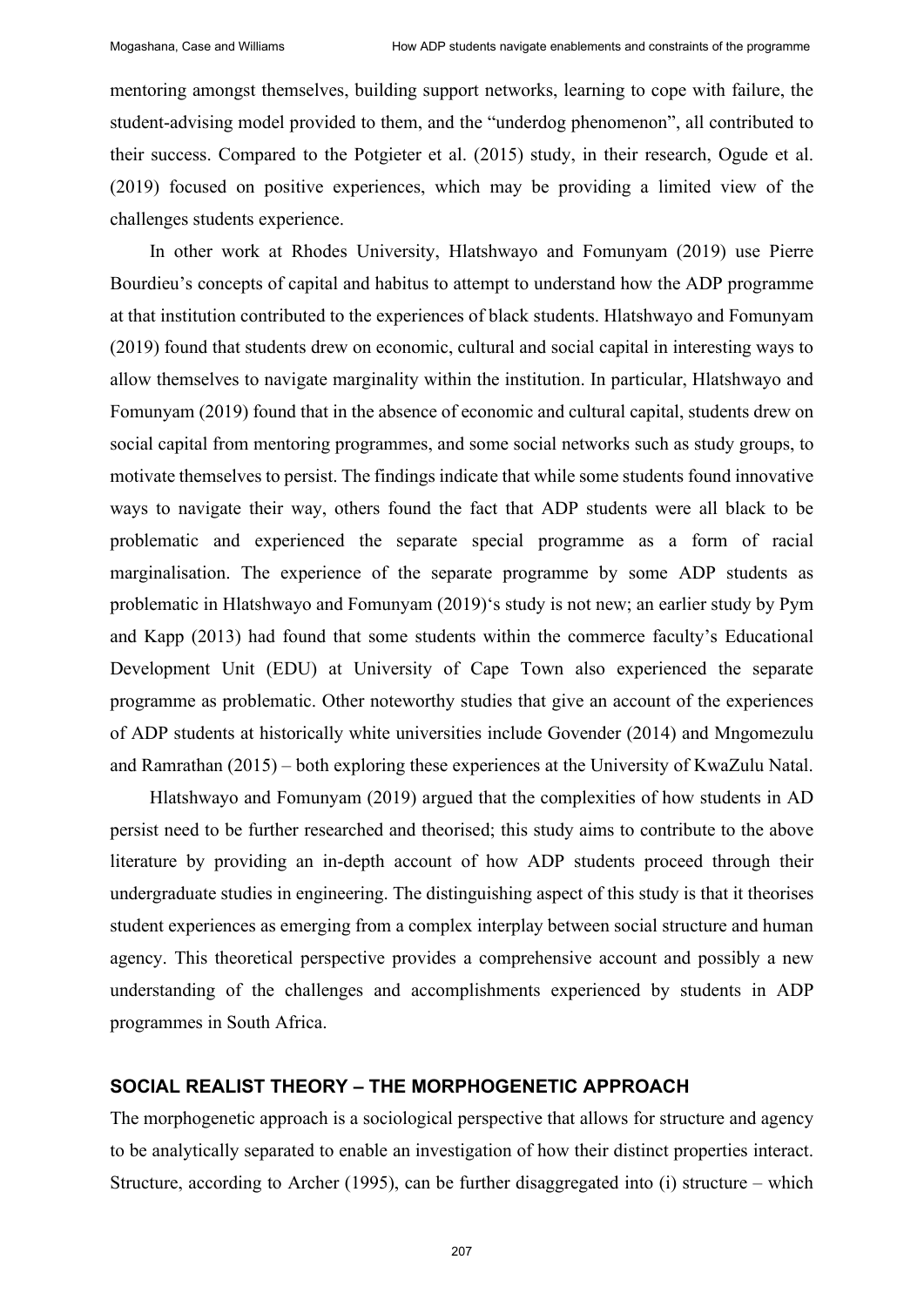mentoring amongst themselves, building support networks, learning to cope with failure, the student-advising model provided to them, and the "underdog phenomenon", all contributed to their success. Compared to the Potgieter et al. (2015) study, in their research, Ogude et al. (2019) focused on positive experiences, which may be providing a limited view of the challenges students experience.

In other work at Rhodes University, Hlatshwayo and Fomunyam (2019) use Pierre Bourdieu's concepts of capital and habitus to attempt to understand how the ADP programme at that institution contributed to the experiences of black students. Hlatshwayo and Fomunyam (2019) found that students drew on economic, cultural and social capital in interesting ways to allow themselves to navigate marginality within the institution. In particular, Hlatshwayo and Fomunyam (2019) found that in the absence of economic and cultural capital, students drew on social capital from mentoring programmes, and some social networks such as study groups, to motivate themselves to persist. The findings indicate that while some students found innovative ways to navigate their way, others found the fact that ADP students were all black to be problematic and experienced the separate special programme as a form of racial marginalisation. The experience of the separate programme by some ADP students as problematic in Hlatshwayo and Fomunyam (2019)'s study is not new; an earlier study by Pym and Kapp (2013) had found that some students within the commerce faculty's Educational Development Unit (EDU) at University of Cape Town also experienced the separate programme as problematic. Other noteworthy studies that give an account of the experiences of ADP students at historically white universities include Govender (2014) and Mngomezulu and Ramrathan (2015) – both exploring these experiences at the University of KwaZulu Natal.

Hlatshwayo and Fomunyam (2019) argued that the complexities of how students in AD persist need to be further researched and theorised; this study aims to contribute to the above literature by providing an in-depth account of how ADP students proceed through their undergraduate studies in engineering. The distinguishing aspect of this study is that it theorises student experiences as emerging from a complex interplay between social structure and human agency. This theoretical perspective provides a comprehensive account and possibly a new understanding of the challenges and accomplishments experienced by students in ADP programmes in South Africa.

## SOCIAL REALIST THEORY – THE MORPHOGENETIC APPROACH

The morphogenetic approach is a sociological perspective that allows for structure and agency to be analytically separated to enable an investigation of how their distinct properties interact. Structure, according to Archer (1995), can be further disaggregated into (i) structure – which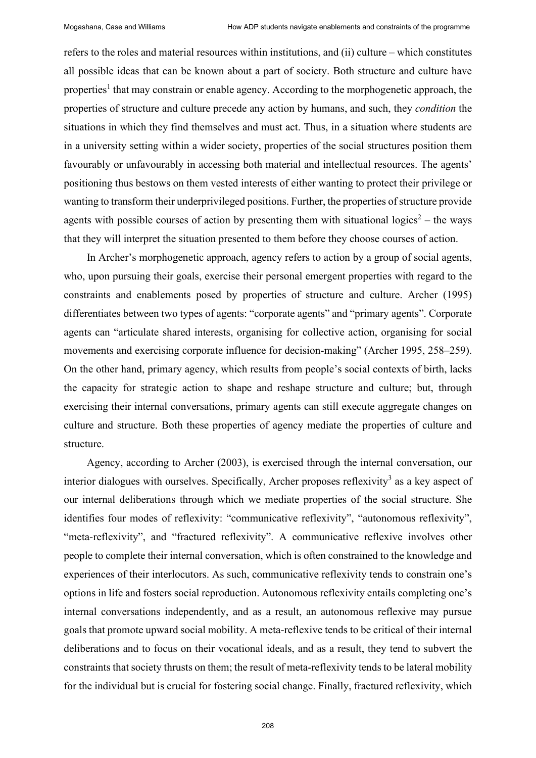refers to the roles and material resources within institutions, and (ii) culture – which constitutes all possible ideas that can be known about a part of society. Both structure and culture have properties[1] that may constrain or enable agency. According to the morphogenetic approach, the properties of structure and culture precede any action by humans, and such, they *condition* the situations in which they find themselves and must act. Thus, in a situation where students are in a university setting within a wider society, properties of the social structures position them favourably or unfavourably in accessing both material and intellectual resources. The agents' positioning thus bestows on them vested interests of either wanting to protect their privilege or wanting to transform their underprivileged positions. Further, the properties of structure provide agents with possible courses of action by presenting them with situational logics[2] – the ways that they will interpret the situation presented to them before they choose courses of action.

In Archer's morphogenetic approach, agency refers to action by a group of social agents, who, upon pursuing their goals, exercise their personal emergent properties with regard to the constraints and enablements posed by properties of structure and culture. Archer (1995) differentiates between two types of agents: "corporate agents" and "primary agents". Corporate agents can "articulate shared interests, organising for collective action, organising for social movements and exercising corporate influence for decision-making" (Archer 1995, 258–259). On the other hand, primary agency, which results from people's social contexts of birth, lacks the capacity for strategic action to shape and reshape structure and culture; but, through exercising their internal conversations, primary agents can still execute aggregate changes on culture and structure. Both these properties of agency mediate the properties of culture and structure.

Agency, according to Archer (2003), is exercised through the internal conversation, our interior dialogues with ourselves. Specifically, Archer proposes reflexivity[3] as a key aspect of our internal deliberations through which we mediate properties of the social structure. She identifies four modes of reflexivity: "communicative reflexivity", "autonomous reflexivity", "meta-reflexivity", and "fractured reflexivity". A communicative reflexive involves other people to complete their internal conversation, which is often constrained to the knowledge and experiences of their interlocutors. As such, communicative reflexivity tends to constrain one's options in life and fosters social reproduction. Autonomous reflexivity entails completing one's internal conversations independently, and as a result, an autonomous reflexive may pursue goals that promote upward social mobility. A meta-reflexive tends to be critical of their internal deliberations and to focus on their vocational ideals, and as a result, they tend to subvert the constraints that society thrusts on them; the result of meta-reflexivity tends to be lateral mobility for the individual but is crucial for fostering social change. Finally, fractured reflexivity, which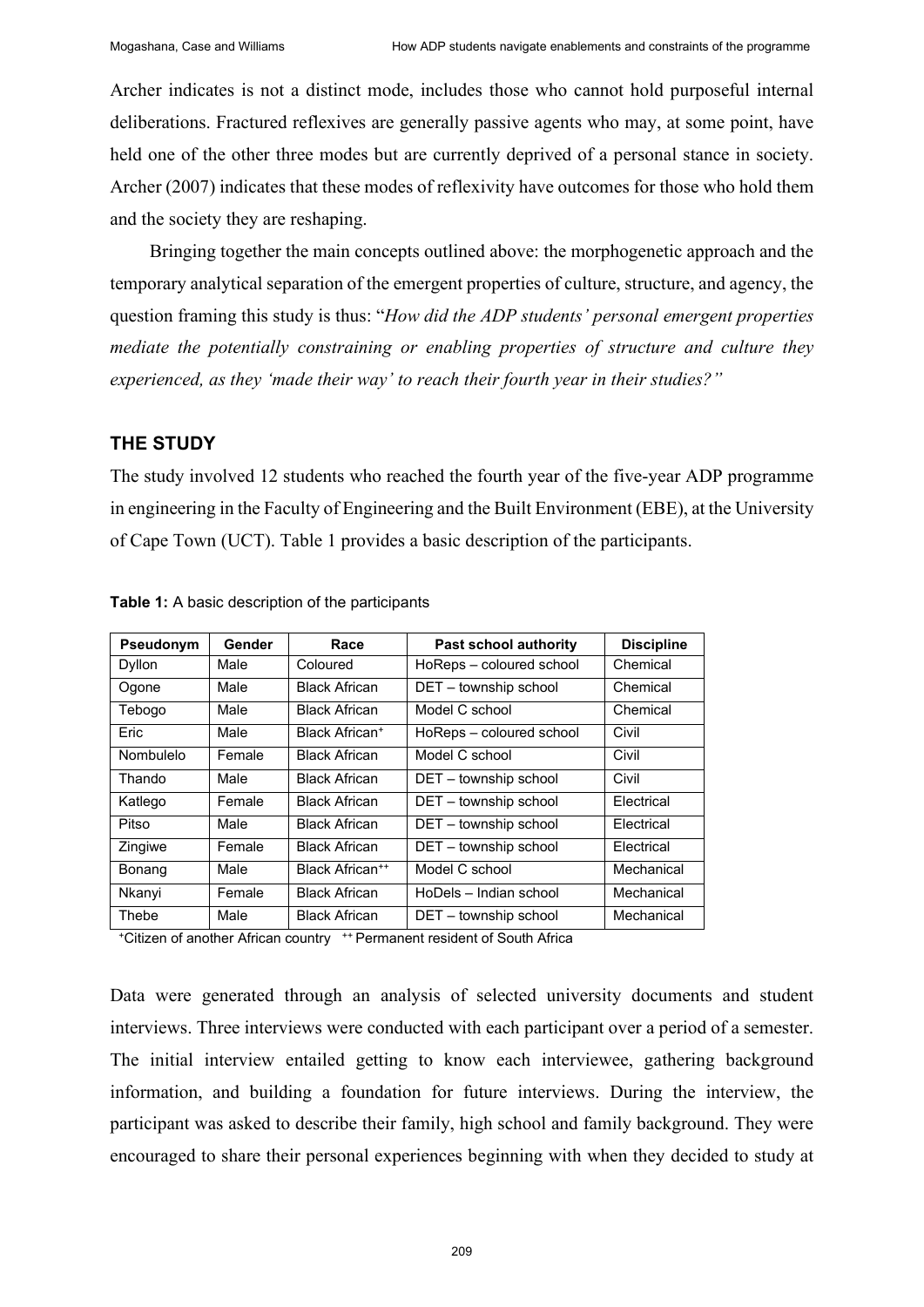Archer indicates is not a distinct mode, includes those who cannot hold purposeful internal deliberations. Fractured reflexives are generally passive agents who may, at some point, have held one of the other three modes but are currently deprived of a personal stance in society. Archer (2007) indicates that these modes of reflexivity have outcomes for those who hold them and the society they are reshaping.

Bringing together the main concepts outlined above: the morphogenetic approach and the temporary analytical separation of the emergent properties of culture, structure, and agency, the question framing this study is thus: "*How did the ADP students' personal emergent properties mediate the potentially constraining or enabling properties of structure and culture they experienced, as they 'made their way' to reach their fourth year in their studies?*"

## THE STUDY

The study involved 12 students who reached the fourth year of the five-year ADP programme in engineering in the Faculty of Engineering and the Built Environment (EBE), at the University of Cape Town (UCT). Table 1 provides a basic description of the participants.

**Table 1:** A basic description of the participants

| Pseudonym | Gender | Race | Past school authority | Discipline |
|---|---|---|---|---|
| Dyllon | Male | Coloured | HoReps – coloured school | Chemical |
| Ogone | Male | Black African | DET – township school | Chemical |
| Tebogo | Male | Black African | Model C school | Chemical |
| Eric | Male | Black African+ | HoReps – coloured school | Civil |
| Nombulelo | Female | Black African | Model C school | Civil |
| Thando | Male | Black African | DET – township school | Civil |
| Katlego | Female | Black African | DET – township school | Electrical |
| Pitso | Male | Black African | DET – township school | Electrical |
| Zingiwe | Female | Black African | DET – township school | Electrical |
| Bonang | Male | Black African++ | Model C school | Mechanical |
| Nkanyi | Female | Black African | HoDels – Indian school | Mechanical |
| Thebe | Male | Black African | DET – township school | Mechanical |

+Citizen of another African country ++ Permanent resident of South Africa

Data were generated through an analysis of selected university documents and student interviews. Three interviews were conducted with each participant over a period of a semester. The initial interview entailed getting to know each interviewee, gathering background information, and building a foundation for future interviews. During the interview, the participant was asked to describe their family, high school and family background. They were encouraged to share their personal experiences beginning with when they decided to study at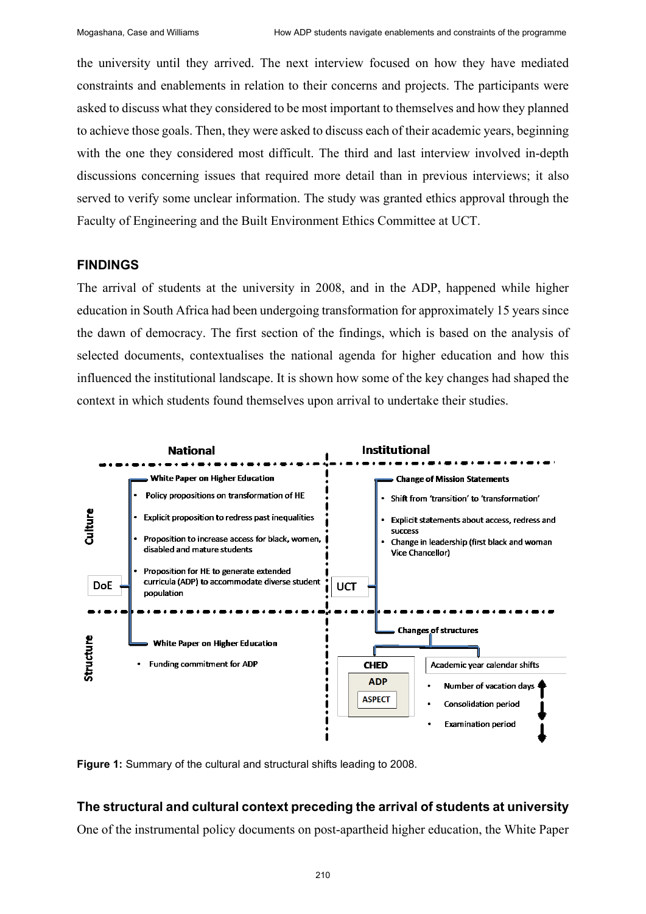the university until they arrived. The next interview focused on how they have mediated constraints and enablements in relation to their concerns and projects. The participants were asked to discuss what they considered to be most important to themselves and how they planned to achieve those goals. Then, they were asked to discuss each of their academic years, beginning with the one they considered most difficult. The third and last interview involved in-depth discussions concerning issues that required more detail than in previous interviews; it also served to verify some unclear information. The study was granted ethics approval through the Faculty of Engineering and the Built Environment Ethics Committee at UCT.

## FINDINGS

The arrival of students at the university in 2008, and in the ADP, happened while higher education in South Africa had been undergoing transformation for approximately 15 years since the dawn of democracy. The first section of the findings, which is based on the analysis of selected documents, contextualises the national agenda for higher education and how this influenced the institutional landscape. It is shown how some of the key changes had shaped the context in which students found themselves upon arrival to undertake their studies.

**Figure 1:** Summary of the cultural and structural shifts leading to 2008.

### The structural and cultural context preceding the arrival of students at university

One of the instrumental policy documents on post-apartheid higher education, the White Paper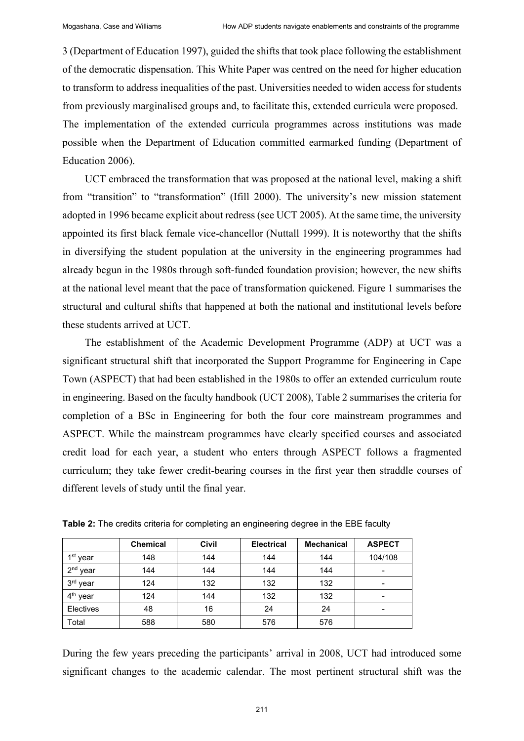3 (Department of Education 1997), guided the shifts that took place following the establishment of the democratic dispensation. This White Paper was centred on the need for higher education to transform to address inequalities of the past. Universities needed to widen access for students from previously marginalised groups and, to facilitate this, extended curricula were proposed. The implementation of the extended curricula programmes across institutions was made possible when the Department of Education committed earmarked funding (Department of Education 2006).

UCT embraced the transformation that was proposed at the national level, making a shift from "transition" to "transformation" (Ifill 2000). The university's new mission statement adopted in 1996 became explicit about redress (see UCT 2005). At the same time, the university appointed its first black female vice-chancellor (Nuttall 1999). It is noteworthy that the shifts in diversifying the student population at the university in the engineering programmes had already begun in the 1980s through soft-funded foundation provision; however, the new shifts at the national level meant that the pace of transformation quickened. Figure 1 summarises the structural and cultural shifts that happened at both the national and institutional levels before these students arrived at UCT.

The establishment of the Academic Development Programme (ADP) at UCT was a significant structural shift that incorporated the Support Programme for Engineering in Cape Town (ASPECT) that had been established in the 1980s to offer an extended curriculum route in engineering. Based on the faculty handbook (UCT 2008), Table 2 summarises the criteria for completion of a BSc in Engineering for both the four core mainstream programmes and ASPECT. While the mainstream programmes have clearly specified courses and associated credit load for each year, a student who enters through ASPECT follows a fragmented curriculum; they take fewer credit-bearing courses in the first year then straddle courses of different levels of study until the final year.

**Table 2:** The credits criteria for completing an engineering degree in the EBE faculty

| | Chemical | Civil | Electrical | Mechanical | ASPECT |
|---|---|---|---|---|---|
| 1st year | 148 | 144 | 144 | 144 | 104/108 |
| 2nd year | 144 | 144 | 144 | 144 | - |
| 3rd year | 124 | 132 | 132 | 132 | - |
| 4th year | 124 | 144 | 132 | 132 | - |
| Electives | 48 | 16 | 24 | 24 | - |
| Total | 588 | 580 | 576 | 576 | |

During the few years preceding the participants' arrival in 2008, UCT had introduced some significant changes to the academic calendar. The most pertinent structural shift was the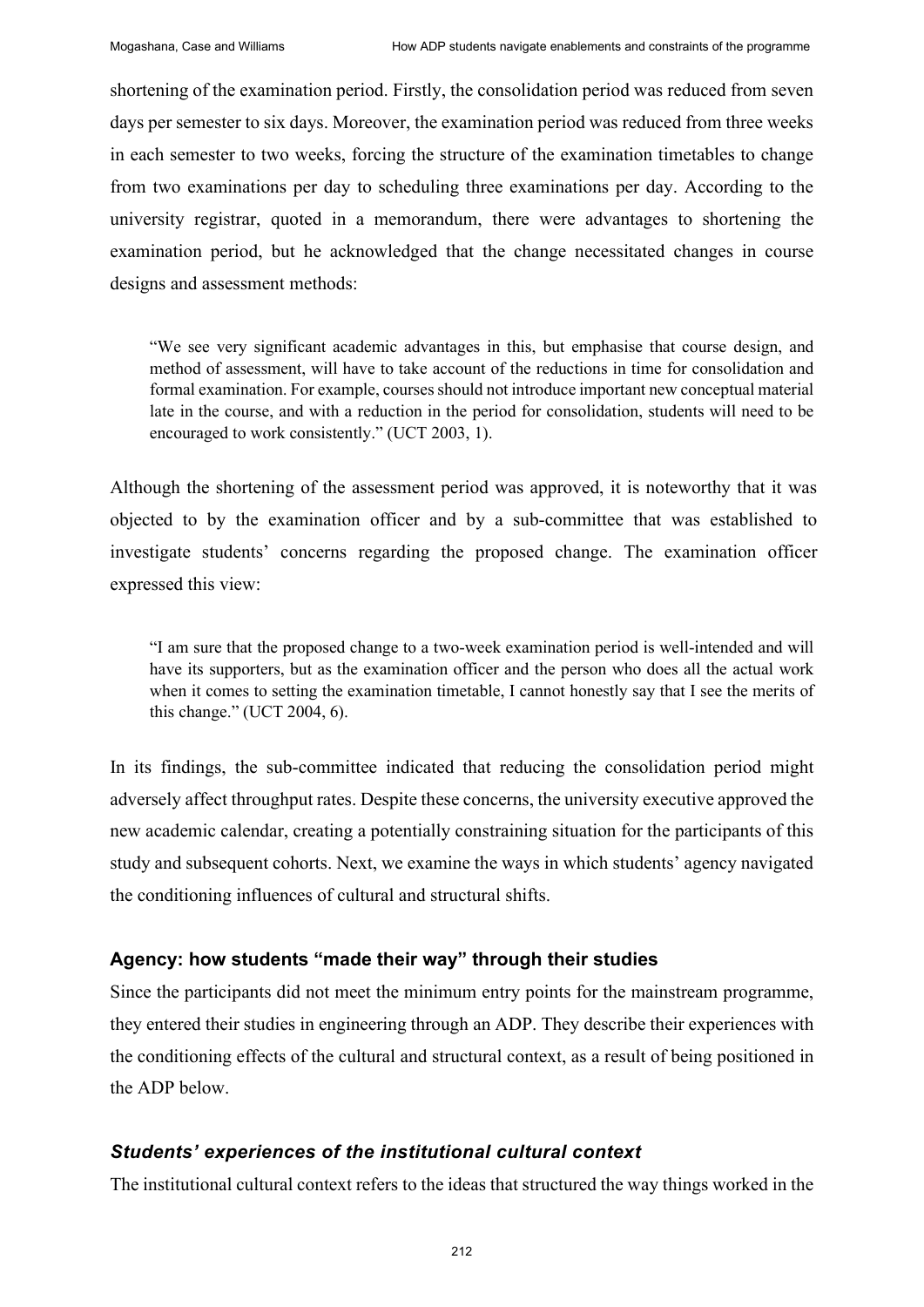shortening of the examination period. Firstly, the consolidation period was reduced from seven days per semester to six days. Moreover, the examination period was reduced from three weeks in each semester to two weeks, forcing the structure of the examination timetables to change from two examinations per day to scheduling three examinations per day. According to the university registrar, quoted in a memorandum, there were advantages to shortening the examination period, but he acknowledged that the change necessitated changes in course designs and assessment methods:

> "We see very significant academic advantages in this, but emphasise that course design, and method of assessment, will have to take account of the reductions in time for consolidation and formal examination. For example, courses should not introduce important new conceptual material late in the course, and with a reduction in the period for consolidation, students will need to be encouraged to work consistently." (UCT 2003, 1).

Although the shortening of the assessment period was approved, it is noteworthy that it was objected to by the examination officer and by a sub-committee that was established to investigate students' concerns regarding the proposed change. The examination officer expressed this view:

> "I am sure that the proposed change to a two-week examination period is well-intended and will have its supporters, but as the examination officer and the person who does all the actual work when it comes to setting the examination timetable, I cannot honestly say that I see the merits of this change." (UCT 2004, 6).

In its findings, the sub-committee indicated that reducing the consolidation period might adversely affect throughput rates. Despite these concerns, the university executive approved the new academic calendar, creating a potentially constraining situation for the participants of this study and subsequent cohorts. Next, we examine the ways in which students' agency navigated the conditioning influences of cultural and structural shifts.

## Agency: how students "made their way" through their studies

Since the participants did not meet the minimum entry points for the mainstream programme, they entered their studies in engineering through an ADP. They describe their experiences with the conditioning effects of the cultural and structural context, as a result of being positioned in the ADP below.

### *Students' experiences of the institutional cultural context*

The institutional cultural context refers to the ideas that structured the way things worked in the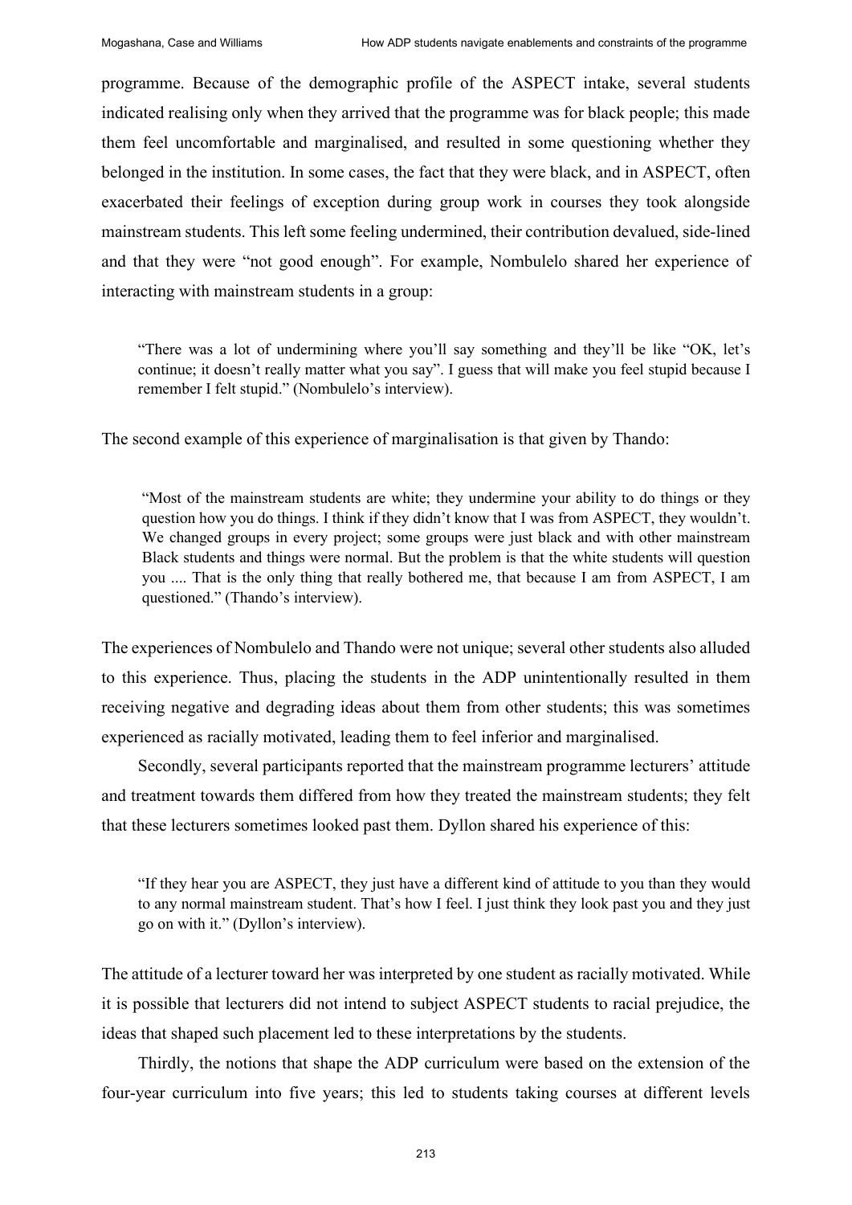programme. Because of the demographic profile of the ASPECT intake, several students indicated realising only when they arrived that the programme was for black people; this made them feel uncomfortable and marginalised, and resulted in some questioning whether they belonged in the institution. In some cases, the fact that they were black, and in ASPECT, often exacerbated their feelings of exception during group work in courses they took alongside mainstream students. This left some feeling undermined, their contribution devalued, side-lined and that they were "not good enough". For example, Nombulelo shared her experience of interacting with mainstream students in a group:

> "There was a lot of undermining where you'll say something and they'll be like "OK, let's continue; it doesn't really matter what you say". I guess that will make you feel stupid because I remember I felt stupid." (Nombulelo's interview).

The second example of this experience of marginalisation is that given by Thando:

> "Most of the mainstream students are white; they undermine your ability to do things or they question how you do things. I think if they didn't know that I was from ASPECT, they wouldn't. We changed groups in every project; some groups were just black and with other mainstream Black students and things were normal. But the problem is that the white students will question you .... That is the only thing that really bothered me, that because I am from ASPECT, I am questioned." (Thando's interview).

The experiences of Nombulelo and Thando were not unique; several other students also alluded to this experience. Thus, placing the students in the ADP unintentionally resulted in them receiving negative and degrading ideas about them from other students; this was sometimes experienced as racially motivated, leading them to feel inferior and marginalised.

Secondly, several participants reported that the mainstream programme lecturers' attitude and treatment towards them differed from how they treated the mainstream students; they felt that these lecturers sometimes looked past them. Dyllon shared his experience of this:

> "If they hear you are ASPECT, they just have a different kind of attitude to you than they would to any normal mainstream student. That's how I feel. I just think they look past you and they just go on with it." (Dyllon's interview).

The attitude of a lecturer toward her was interpreted by one student as racially motivated. While it is possible that lecturers did not intend to subject ASPECT students to racial prejudice, the ideas that shaped such placement led to these interpretations by the students.

Thirdly, the notions that shape the ADP curriculum were based on the extension of the four-year curriculum into five years; this led to students taking courses at different levels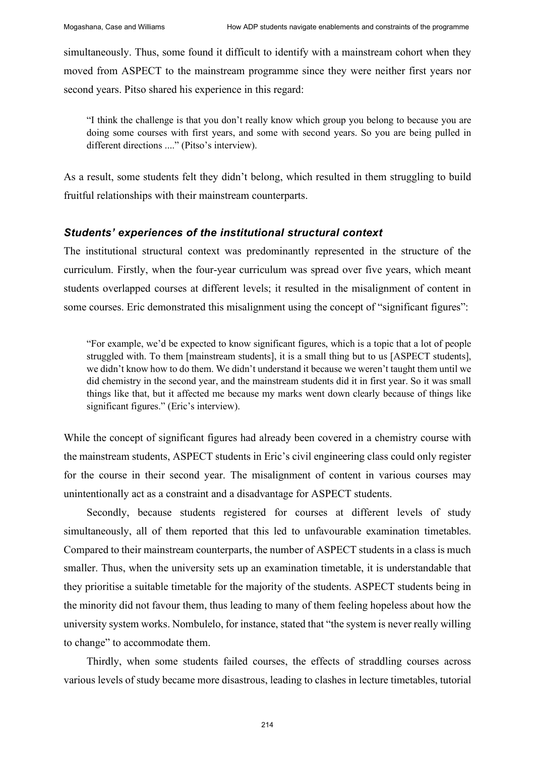simultaneously. Thus, some found it difficult to identify with a mainstream cohort when they moved from ASPECT to the mainstream programme since they were neither first years nor second years. Pitso shared his experience in this regard:

> "I think the challenge is that you don't really know which group you belong to because you are doing some courses with first years, and some with second years. So you are being pulled in different directions ...." (Pitso's interview).

As a result, some students felt they didn't belong, which resulted in them struggling to build fruitful relationships with their mainstream counterparts.

### *Students' experiences of the institutional structural context*

The institutional structural context was predominantly represented in the structure of the curriculum. Firstly, when the four-year curriculum was spread over five years, which meant students overlapped courses at different levels; it resulted in the misalignment of content in some courses. Eric demonstrated this misalignment using the concept of "significant figures":

> "For example, we'd be expected to know significant figures, which is a topic that a lot of people struggled with. To them [mainstream students], it is a small thing but to us [ASPECT students], we didn't know how to do them. We didn't understand it because we weren't taught them until we did chemistry in the second year, and the mainstream students did it in first year. So it was small things like that, but it affected me because my marks went down clearly because of things like significant figures." (Eric's interview).

While the concept of significant figures had already been covered in a chemistry course with the mainstream students, ASPECT students in Eric's civil engineering class could only register for the course in their second year. The misalignment of content in various courses may unintentionally act as a constraint and a disadvantage for ASPECT students.

Secondly, because students registered for courses at different levels of study simultaneously, all of them reported that this led to unfavourable examination timetables. Compared to their mainstream counterparts, the number of ASPECT students in a class is much smaller. Thus, when the university sets up an examination timetable, it is understandable that they prioritise a suitable timetable for the majority of the students. ASPECT students being in the minority did not favour them, thus leading to many of them feeling hopeless about how the university system works. Nombulelo, for instance, stated that "the system is never really willing to change" to accommodate them.

Thirdly, when some students failed courses, the effects of straddling courses across various levels of study became more disastrous, leading to clashes in lecture timetables, tutorial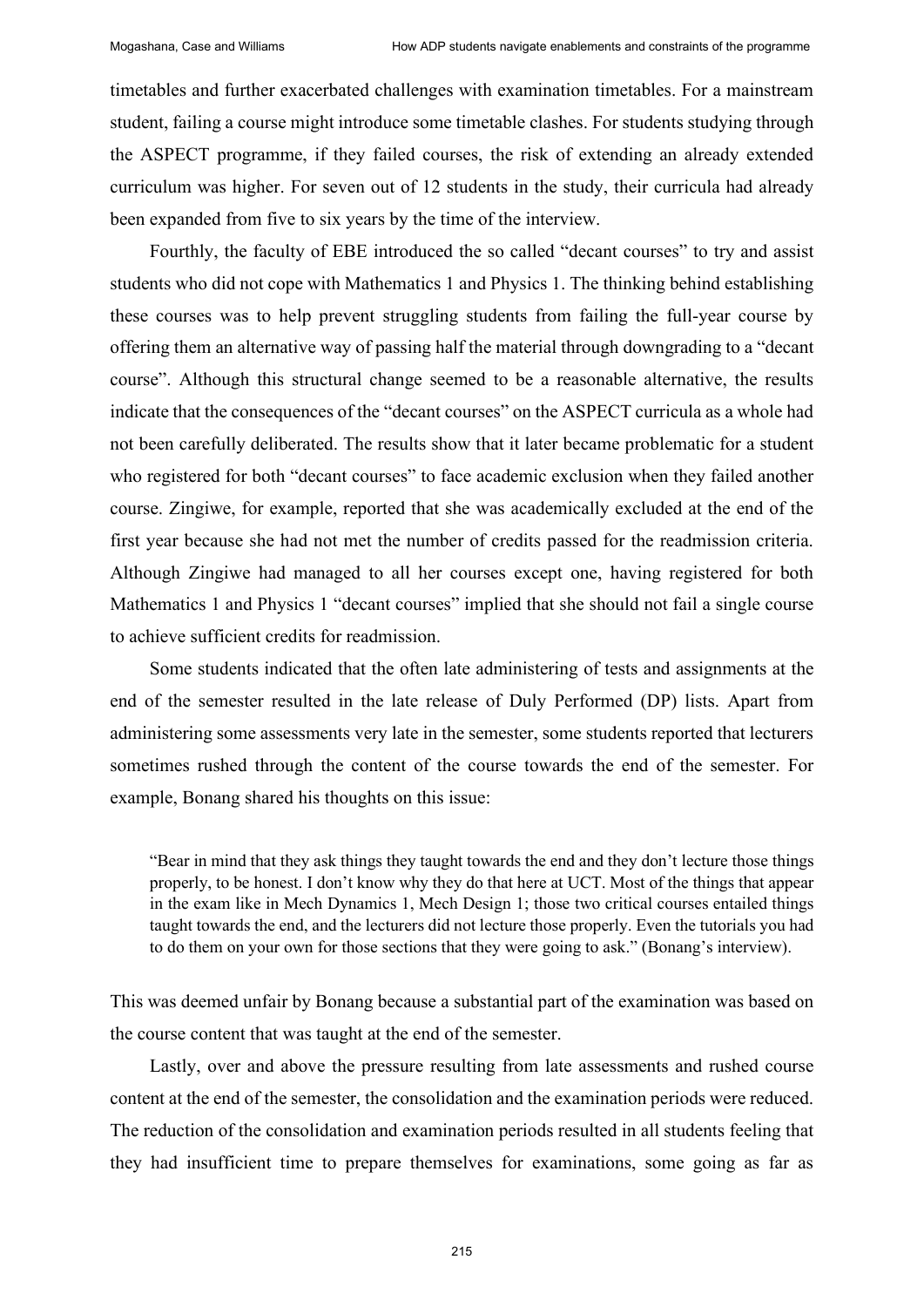timetables and further exacerbated challenges with examination timetables. For a mainstream student, failing a course might introduce some timetable clashes. For students studying through the ASPECT programme, if they failed courses, the risk of extending an already extended curriculum was higher. For seven out of 12 students in the study, their curricula had already been expanded from five to six years by the time of the interview.

Fourthly, the faculty of EBE introduced the so called "decant courses" to try and assist students who did not cope with Mathematics 1 and Physics 1. The thinking behind establishing these courses was to help prevent struggling students from failing the full-year course by offering them an alternative way of passing half the material through downgrading to a "decant course". Although this structural change seemed to be a reasonable alternative, the results indicate that the consequences of the "decant courses" on the ASPECT curricula as a whole had not been carefully deliberated. The results show that it later became problematic for a student who registered for both "decant courses" to face academic exclusion when they failed another course. Zingiwe, for example, reported that she was academically excluded at the end of the first year because she had not met the number of credits passed for the readmission criteria. Although Zingiwe had managed to all her courses except one, having registered for both Mathematics 1 and Physics 1 "decant courses" implied that she should not fail a single course to achieve sufficient credits for readmission.

Some students indicated that the often late administering of tests and assignments at the end of the semester resulted in the late release of Duly Performed (DP) lists. Apart from administering some assessments very late in the semester, some students reported that lecturers sometimes rushed through the content of the course towards the end of the semester. For example, Bonang shared his thoughts on this issue:

> "Bear in mind that they ask things they taught towards the end and they don't lecture those things properly, to be honest. I don't know why they do that here at UCT. Most of the things that appear in the exam like in Mech Dynamics 1, Mech Design 1; those two critical courses entailed things taught towards the end, and the lecturers did not lecture those properly. Even the tutorials you had to do them on your own for those sections that they were going to ask." (Bonang's interview).

This was deemed unfair by Bonang because a substantial part of the examination was based on the course content that was taught at the end of the semester.

Lastly, over and above the pressure resulting from late assessments and rushed course content at the end of the semester, the consolidation and the examination periods were reduced. The reduction of the consolidation and examination periods resulted in all students feeling that they had insufficient time to prepare themselves for examinations, some going as far as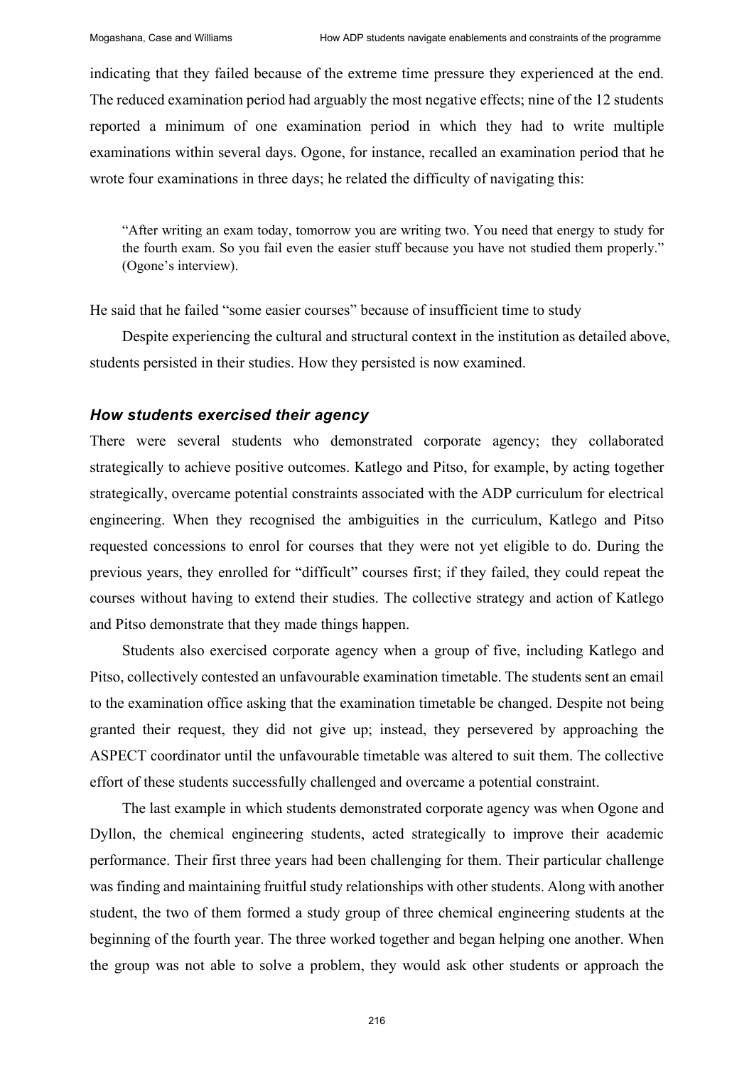indicating that they failed because of the extreme time pressure they experienced at the end. The reduced examination period had arguably the most negative effects; nine of the 12 students reported a minimum of one examination period in which they had to write multiple examinations within several days. Ogone, for instance, recalled an examination period that he wrote four examinations in three days; he related the difficulty of navigating this:

> "After writing an exam today, tomorrow you are writing two. You need that energy to study for the fourth exam. So you fail even the easier stuff because you have not studied them properly." (Ogone's interview).

He said that he failed "some easier courses" because of insufficient time to study

Despite experiencing the cultural and structural context in the institution as detailed above, students persisted in their studies. How they persisted is now examined.

### *How students exercised their agency*

There were several students who demonstrated corporate agency; they collaborated strategically to achieve positive outcomes. Katlego and Pitso, for example, by acting together strategically, overcame potential constraints associated with the ADP curriculum for electrical engineering. When they recognised the ambiguities in the curriculum, Katlego and Pitso requested concessions to enrol for courses that they were not yet eligible to do. During the previous years, they enrolled for "difficult" courses first; if they failed, they could repeat the courses without having to extend their studies. The collective strategy and action of Katlego and Pitso demonstrate that they made things happen.

Students also exercised corporate agency when a group of five, including Katlego and Pitso, collectively contested an unfavourable examination timetable. The students sent an email to the examination office asking that the examination timetable be changed. Despite not being granted their request, they did not give up; instead, they persevered by approaching the ASPECT coordinator until the unfavourable timetable was altered to suit them. The collective effort of these students successfully challenged and overcame a potential constraint.

The last example in which students demonstrated corporate agency was when Ogone and Dyllon, the chemical engineering students, acted strategically to improve their academic performance. Their first three years had been challenging for them. Their particular challenge was finding and maintaining fruitful study relationships with other students. Along with another student, the two of them formed a study group of three chemical engineering students at the beginning of the fourth year. The three worked together and began helping one another. When the group was not able to solve a problem, they would ask other students or approach the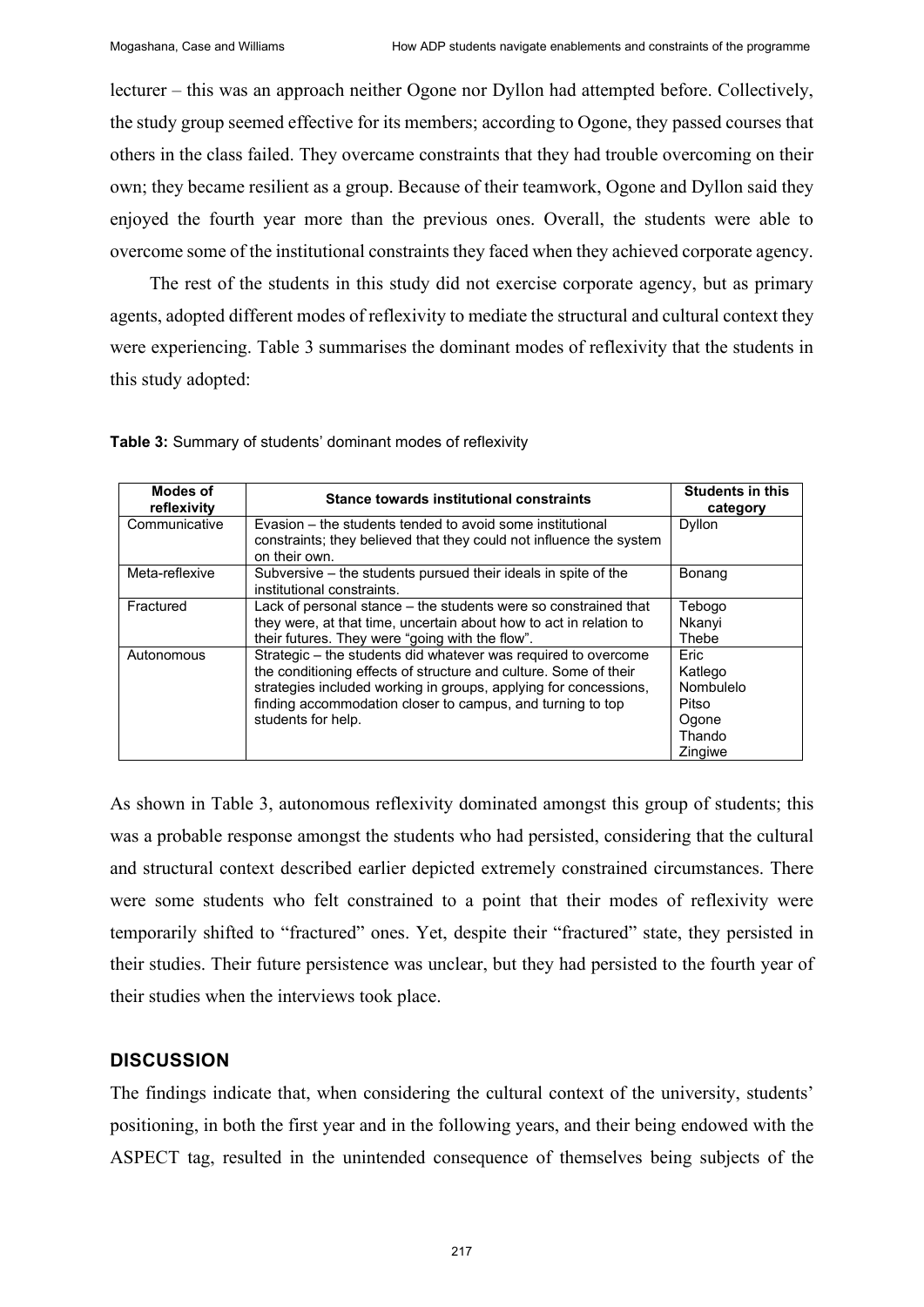lecturer – this was an approach neither Ogone nor Dyllon had attempted before. Collectively, the study group seemed effective for its members; according to Ogone, they passed courses that others in the class failed. They overcame constraints that they had trouble overcoming on their own; they became resilient as a group. Because of their teamwork, Ogone and Dyllon said they enjoyed the fourth year more than the previous ones. Overall, the students were able to overcome some of the institutional constraints they faced when they achieved corporate agency.

The rest of the students in this study did not exercise corporate agency, but as primary agents, adopted different modes of reflexivity to mediate the structural and cultural context they were experiencing. Table 3 summarises the dominant modes of reflexivity that the students in this study adopted:

**Table 3:** Summary of students' dominant modes of reflexivity

| Modes of reflexivity | Stance towards institutional constraints | Students in this category |
|---|---|---|
| Communicative | Evasion – the students tended to avoid some institutional constraints; they believed that they could not influence the system on their own. | Dyllon |
| Meta-reflexive | Subversive – the students pursued their ideals in spite of the institutional constraints. | Bonang |
| Fractured | Lack of personal stance – the students were so constrained that they were, at that time, uncertain about how to act in relation to their futures. They were "going with the flow". | Tebogo<br>Nkanyi<br>Thebe |
| Autonomous | Strategic – the students did whatever was required to overcome the conditioning effects of structure and culture. Some of their strategies included working in groups, applying for concessions, finding accommodation closer to campus, and turning to top students for help. | Eric<br>Katlego<br>Nombulelo<br>Pitso<br>Ogone<br>Thando<br>Zingiwe |

As shown in Table 3, autonomous reflexivity dominated amongst this group of students; this was a probable response amongst the students who had persisted, considering that the cultural and structural context described earlier depicted extremely constrained circumstances. There were some students who felt constrained to a point that their modes of reflexivity were temporarily shifted to "fractured" ones. Yet, despite their "fractured" state, they persisted in their studies. Their future persistence was unclear, but they had persisted to the fourth year of their studies when the interviews took place.

## DISCUSSION

The findings indicate that, when considering the cultural context of the university, students' positioning, in both the first year and in the following years, and their being endowed with the ASPECT tag, resulted in the unintended consequence of themselves being subjects of the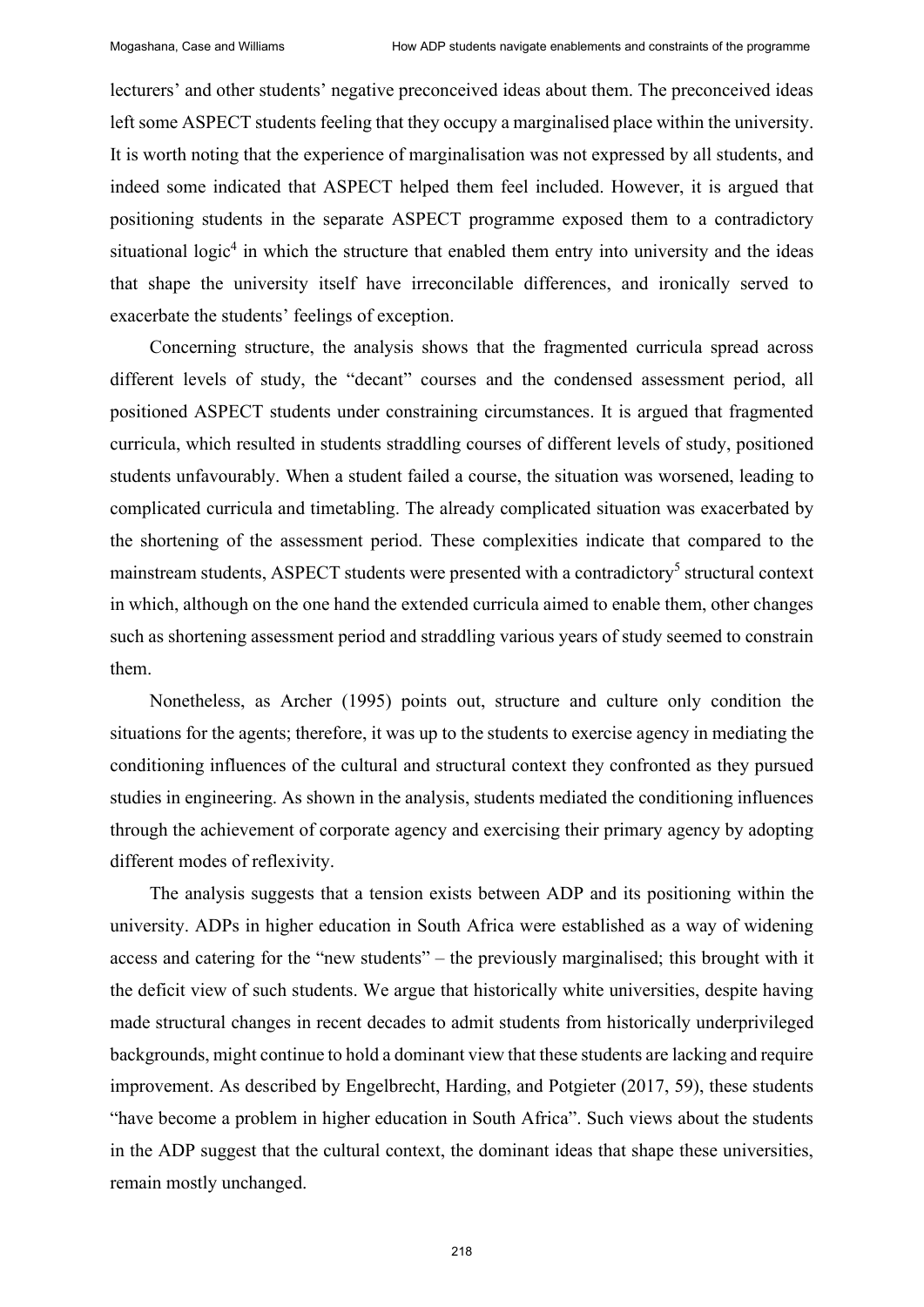lecturers' and other students' negative preconceived ideas about them. The preconceived ideas left some ASPECT students feeling that they occupy a marginalised place within the university. It is worth noting that the experience of marginalisation was not expressed by all students, and indeed some indicated that ASPECT helped them feel included. However, it is argued that positioning students in the separate ASPECT programme exposed them to a contradictory situational logic[4] in which the structure that enabled them entry into university and the ideas that shape the university itself have irreconcilable differences, and ironically served to exacerbate the students' feelings of exception.

Concerning structure, the analysis shows that the fragmented curricula spread across different levels of study, the "decant" courses and the condensed assessment period, all positioned ASPECT students under constraining circumstances. It is argued that fragmented curricula, which resulted in students straddling courses of different levels of study, positioned students unfavourably. When a student failed a course, the situation was worsened, leading to complicated curricula and timetabling. The already complicated situation was exacerbated by the shortening of the assessment period. These complexities indicate that compared to the mainstream students, ASPECT students were presented with a contradictory[5] structural context in which, although on the one hand the extended curricula aimed to enable them, other changes such as shortening assessment period and straddling various years of study seemed to constrain them.

Nonetheless, as Archer (1995) points out, structure and culture only condition the situations for the agents; therefore, it was up to the students to exercise agency in mediating the conditioning influences of the cultural and structural context they confronted as they pursued studies in engineering. As shown in the analysis, students mediated the conditioning influences through the achievement of corporate agency and exercising their primary agency by adopting different modes of reflexivity.

The analysis suggests that a tension exists between ADP and its positioning within the university. ADPs in higher education in South Africa were established as a way of widening access and catering for the "new students" – the previously marginalised; this brought with it the deficit view of such students. We argue that historically white universities, despite having made structural changes in recent decades to admit students from historically underprivileged backgrounds, might continue to hold a dominant view that these students are lacking and require improvement. As described by Engelbrecht, Harding, and Potgieter (2017, 59), these students "have become a problem in higher education in South Africa". Such views about the students in the ADP suggest that the cultural context, the dominant ideas that shape these universities, remain mostly unchanged.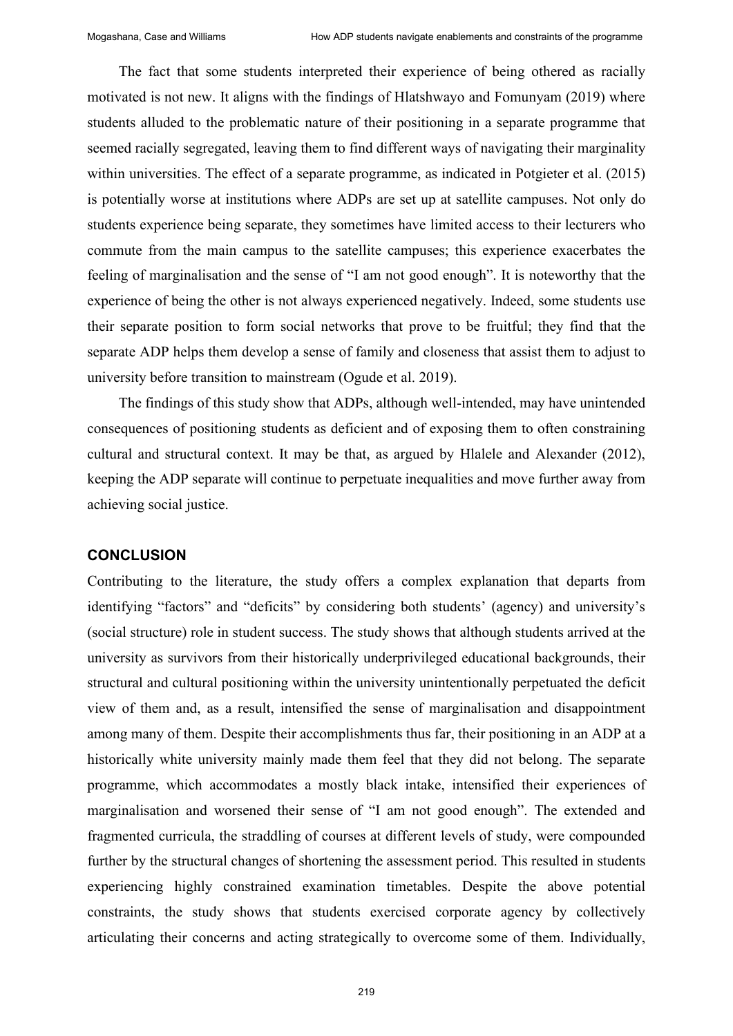The fact that some students interpreted their experience of being othered as racially motivated is not new. It aligns with the findings of Hlatshwayo and Fomunyam (2019) where students alluded to the problematic nature of their positioning in a separate programme that seemed racially segregated, leaving them to find different ways of navigating their marginality within universities. The effect of a separate programme, as indicated in Potgieter et al. (2015) is potentially worse at institutions where ADPs are set up at satellite campuses. Not only do students experience being separate, they sometimes have limited access to their lecturers who commute from the main campus to the satellite campuses; this experience exacerbates the feeling of marginalisation and the sense of "I am not good enough". It is noteworthy that the experience of being the other is not always experienced negatively. Indeed, some students use their separate position to form social networks that prove to be fruitful; they find that the separate ADP helps them develop a sense of family and closeness that assist them to adjust to university before transition to mainstream (Ogude et al. 2019).

The findings of this study show that ADPs, although well-intended, may have unintended consequences of positioning students as deficient and of exposing them to often constraining cultural and structural context. It may be that, as argued by Hlalele and Alexander (2012), keeping the ADP separate will continue to perpetuate inequalities and move further away from achieving social justice.

## CONCLUSION

Contributing to the literature, the study offers a complex explanation that departs from identifying "factors" and "deficits" by considering both students' (agency) and university's (social structure) role in student success. The study shows that although students arrived at the university as survivors from their historically underprivileged educational backgrounds, their structural and cultural positioning within the university unintentionally perpetuated the deficit view of them and, as a result, intensified the sense of marginalisation and disappointment among many of them. Despite their accomplishments thus far, their positioning in an ADP at a historically white university mainly made them feel that they did not belong. The separate programme, which accommodates a mostly black intake, intensified their experiences of marginalisation and worsened their sense of "I am not good enough". The extended and fragmented curricula, the straddling of courses at different levels of study, were compounded further by the structural changes of shortening the assessment period. This resulted in students experiencing highly constrained examination timetables. Despite the above potential constraints, the study shows that students exercised corporate agency by collectively articulating their concerns and acting strategically to overcome some of them. Individually,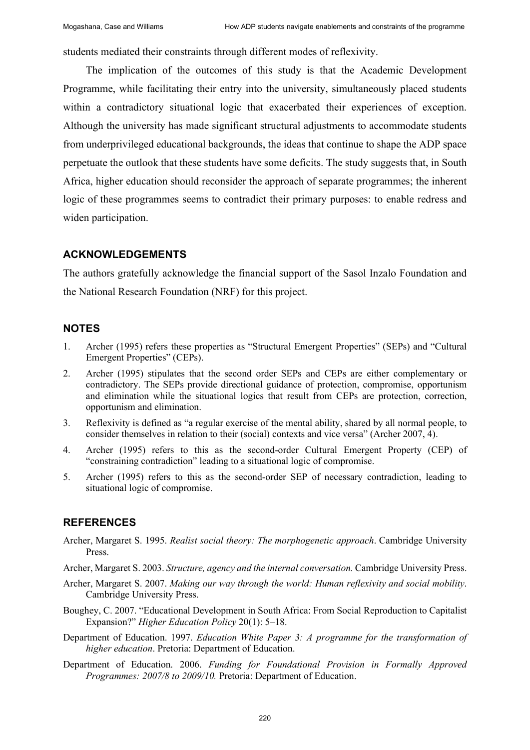students mediated their constraints through different modes of reflexivity.

The implication of the outcomes of this study is that the Academic Development Programme, while facilitating their entry into the university, simultaneously placed students within a contradictory situational logic that exacerbated their experiences of exception. Although the university has made significant structural adjustments to accommodate students from underprivileged educational backgrounds, the ideas that continue to shape the ADP space perpetuate the outlook that these students have some deficits. The study suggests that, in South Africa, higher education should reconsider the approach of separate programmes; the inherent logic of these programmes seems to contradict their primary purposes: to enable redress and widen participation.

## ACKNOWLEDGEMENTS

The authors gratefully acknowledge the financial support of the Sasol Inzalo Foundation and the National Research Foundation (NRF) for this project.

## NOTES

1. Archer (1995) refers these properties as "Structural Emergent Properties" (SEPs) and "Cultural Emergent Properties" (CEPs).
2. Archer (1995) stipulates that the second order SEPs and CEPs are either complementary or contradictory. The SEPs provide directional guidance of protection, compromise, opportunism and elimination while the situational logics that result from CEPs are protection, correction, opportunism and elimination.
3. Reflexivity is defined as "a regular exercise of the mental ability, shared by all normal people, to consider themselves in relation to their (social) contexts and vice versa" (Archer 2007, 4).
4. Archer (1995) refers to this as the second-order Cultural Emergent Property (CEP) of "constraining contradiction" leading to a situational logic of compromise.
5. Archer (1995) refers to this as the second-order SEP of necessary contradiction, leading to situational logic of compromise.

## REFERENCES

Archer, Margaret S. 1995. *Realist social theory: The morphogenetic approach*. Cambridge University Press.

Archer, Margaret S. 2003. *Structure, agency and the internal conversation.* Cambridge University Press.

Archer, Margaret S. 2007. *Making our way through the world: Human reflexivity and social mobility*. Cambridge University Press.

Boughey, C. 2007. "Educational Development in South Africa: From Social Reproduction to Capitalist Expansion?" *Higher Education Policy* 20(1): 5–18.

Department of Education. 1997. *Education White Paper 3: A programme for the transformation of higher education*. Pretoria: Department of Education.

Department of Education. 2006. *Funding for Foundational Provision in Formally Approved Programmes: 2007/8 to 2009/10.* Pretoria: Department of Education.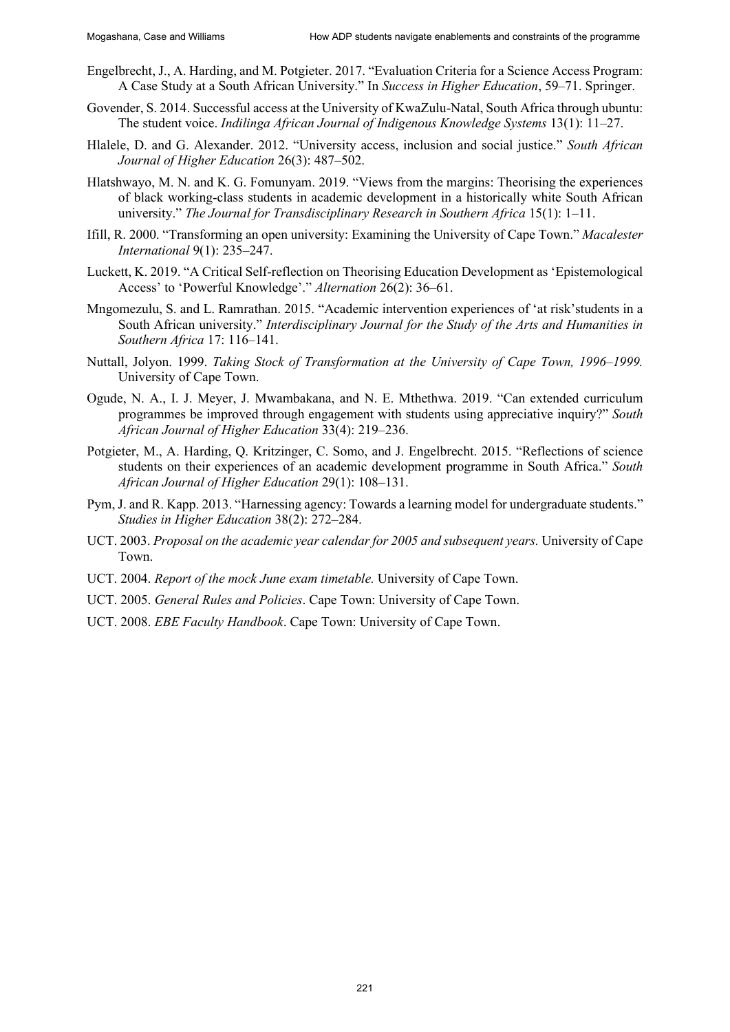Engelbrecht, J., A. Harding, and M. Potgieter. 2017. "Evaluation Criteria for a Science Access Program: A Case Study at a South African University." In *Success in Higher Education*, 59–71. Springer.

Govender, S. 2014. Successful access at the University of KwaZulu-Natal, South Africa through ubuntu: The student voice. *Indilinga African Journal of Indigenous Knowledge Systems* 13(1): 11–27.

Hlalele, D. and G. Alexander. 2012. "University access, inclusion and social justice." *South African Journal of Higher Education* 26(3): 487–502.

Hlatshwayo, M. N. and K. G. Fomunyam. 2019. "Views from the margins: Theorising the experiences of black working-class students in academic development in a historically white South African university." *The Journal for Transdisciplinary Research in Southern Africa* 15(1): 1–11.

Ifill, R. 2000. "Transforming an open university: Examining the University of Cape Town." *Macalester International* 9(1): 235–247.

Luckett, K. 2019. "A Critical Self-reflection on Theorising Education Development as 'Epistemological Access' to 'Powerful Knowledge'." *Alternation* 26(2): 36–61.

Mngomezulu, S. and L. Ramrathan. 2015. "Academic intervention experiences of 'at risk'students in a South African university." *Interdisciplinary Journal for the Study of the Arts and Humanities in Southern Africa* 17: 116–141.

Nuttall, Jolyon. 1999. *Taking Stock of Transformation at the University of Cape Town, 1996–1999.* University of Cape Town.

Ogude, N. A., I. J. Meyer, J. Mwambakana, and N. E. Mthethwa. 2019. "Can extended curriculum programmes be improved through engagement with students using appreciative inquiry?" *South African Journal of Higher Education* 33(4): 219–236.

Potgieter, M., A. Harding, Q. Kritzinger, C. Somo, and J. Engelbrecht. 2015. "Reflections of science students on their experiences of an academic development programme in South Africa." *South African Journal of Higher Education* 29(1): 108–131.

Pym, J. and R. Kapp. 2013. "Harnessing agency: Towards a learning model for undergraduate students." *Studies in Higher Education* 38(2): 272–284.

UCT. 2003. *Proposal on the academic year calendar for 2005 and subsequent years.* University of Cape Town.

UCT. 2004. *Report of the mock June exam timetable.* University of Cape Town.

UCT. 2005. *General Rules and Policies*. Cape Town: University of Cape Town.

UCT. 2008. *EBE Faculty Handbook*. Cape Town: University of Cape Town.